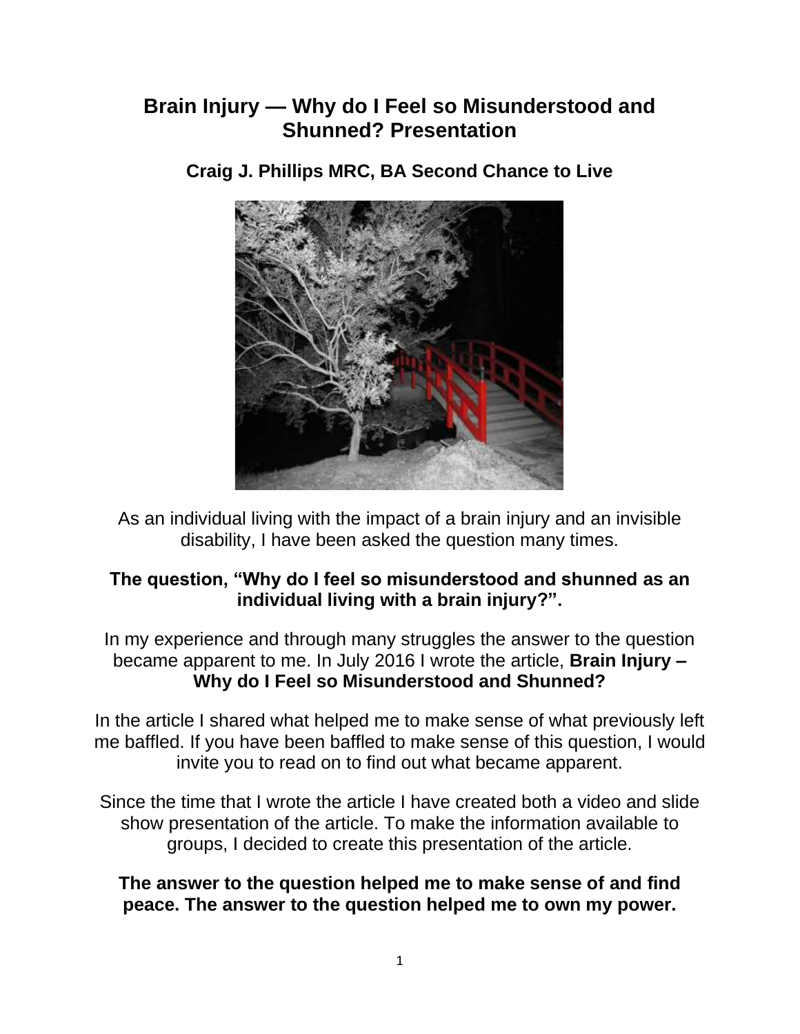# Brain Injury — Why do I Feel so Misunderstood and Shunned? Presentation

### Craig J. Phillips MRC, BA Second Chance to Live

As an individual living with the impact of a brain injury and an invisible disability, I have been asked the question many times.

**The question, "Why do I feel so misunderstood and shunned as an individual living with a brain injury?".**

In my experience and through many struggles the answer to the question became apparent to me. In July 2016 I wrote the article, **Brain Injury – Why do I Feel so Misunderstood and Shunned?**

In the article I shared what helped me to make sense of what previously left me baffled. If you have been baffled to make sense of this question, I would invite you to read on to find out what became apparent.

Since the time that I wrote the article I have created both a video and slide show presentation of the article. To make the information available to groups, I decided to create this presentation of the article.

**The answer to the question helped me to make sense of and find peace. The answer to the question helped me to own my power.**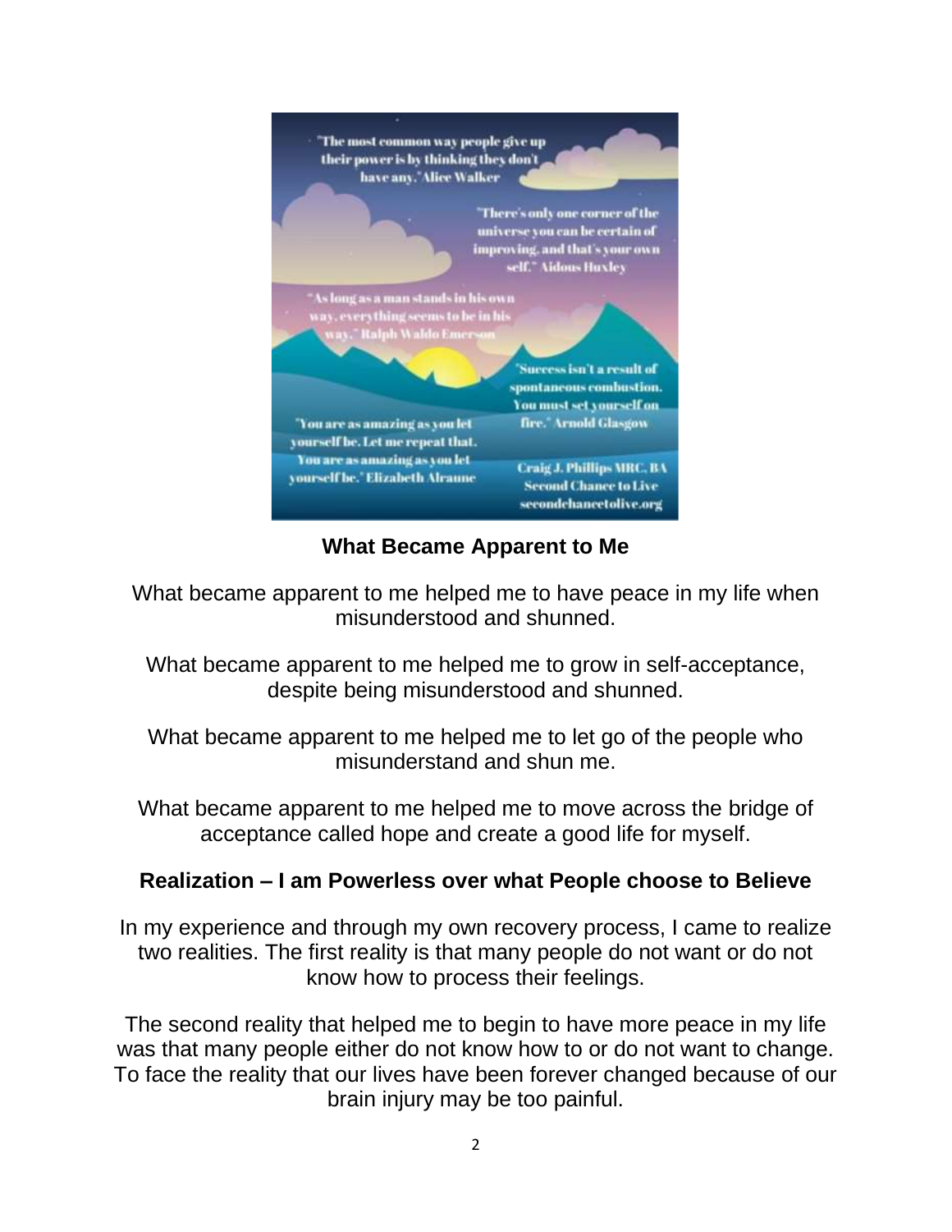"The most common way people give up their power is by thinking they don't have any." Alice Walker

"There's only one corner of the universe you can be certain of improving, and that's your own self." Aldous Huxley

"As long as a man stands in his own way, everything seems to be in his way." Ralph Waldo Emerson

"Success isn't a result of spontaneous combustion. You must set yourself on fire." Arnold Glasgow

"You are as amazing as you let yourself be. Let me repeat that. You are as amazing as you let yourself be." Elizabeth Alraune

Craig J. Phillips MRC, BA
Second Chance to Live
secondchancetolive.org

## What Became Apparent to Me

What became apparent to me helped me to have peace in my life when misunderstood and shunned.

What became apparent to me helped me to grow in self-acceptance, despite being misunderstood and shunned.

What became apparent to me helped me to let go of the people who misunderstand and shun me.

What became apparent to me helped me to move across the bridge of acceptance called hope and create a good life for myself.

## Realization – I am Powerless over what People choose to Believe

In my experience and through my own recovery process, I came to realize two realities. The first reality is that many people do not want or do not know how to process their feelings.

The second reality that helped me to begin to have more peace in my life was that many people either do not know how to or do not want to change. To face the reality that our lives have been forever changed because of our brain injury may be too painful.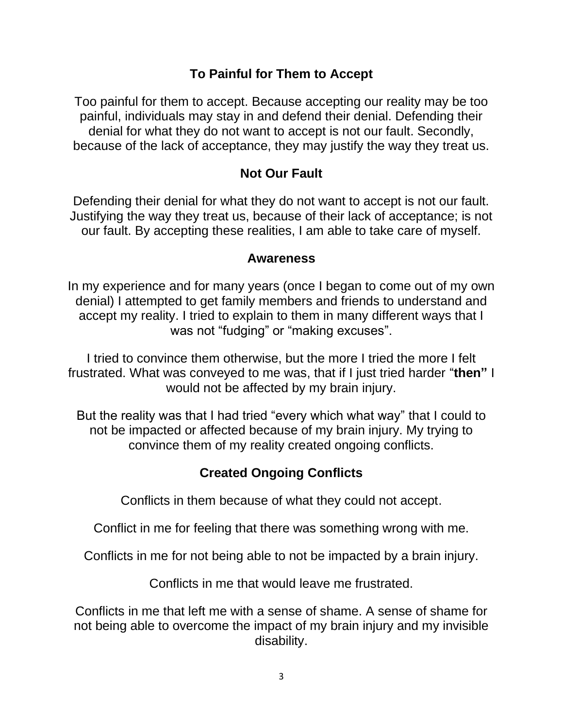## To Painful for Them to Accept

Too painful for them to accept. Because accepting our reality may be too painful, individuals may stay in and defend their denial. Defending their denial for what they do not want to accept is not our fault. Secondly, because of the lack of acceptance, they may justify the way they treat us.

## Not Our Fault

Defending their denial for what they do not want to accept is not our fault. Justifying the way they treat us, because of their lack of acceptance; is not our fault. By accepting these realities, I am able to take care of myself.

## Awareness

In my experience and for many years (once I began to come out of my own denial) I attempted to get family members and friends to understand and accept my reality. I tried to explain to them in many different ways that I was not "fudging" or "making excuses".

I tried to convince them otherwise, but the more I tried the more I felt frustrated. What was conveyed to me was, that if I just tried harder "**then"** I would not be affected by my brain injury.

But the reality was that I had tried "every which what way" that I could to not be impacted or affected because of my brain injury. My trying to convince them of my reality created ongoing conflicts.

## Created Ongoing Conflicts

Conflicts in them because of what they could not accept.

Conflict in me for feeling that there was something wrong with me.

Conflicts in me for not being able to not be impacted by a brain injury.

Conflicts in me that would leave me frustrated.

Conflicts in me that left me with a sense of shame. A sense of shame for not being able to overcome the impact of my brain injury and my invisible disability.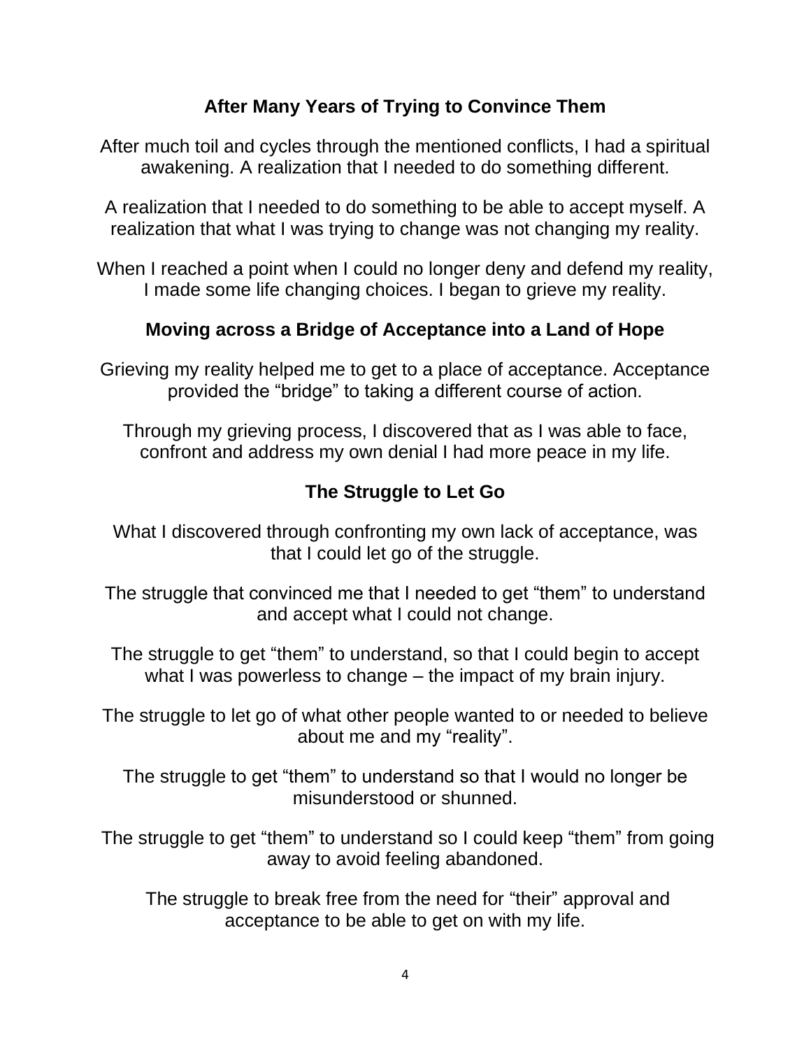## After Many Years of Trying to Convince Them

After much toil and cycles through the mentioned conflicts, I had a spiritual awakening. A realization that I needed to do something different.

A realization that I needed to do something to be able to accept myself. A realization that what I was trying to change was not changing my reality.

When I reached a point when I could no longer deny and defend my reality, I made some life changing choices. I began to grieve my reality.

## Moving across a Bridge of Acceptance into a Land of Hope

Grieving my reality helped me to get to a place of acceptance. Acceptance provided the “bridge” to taking a different course of action.

Through my grieving process, I discovered that as I was able to face, confront and address my own denial I had more peace in my life.

## The Struggle to Let Go

What I discovered through confronting my own lack of acceptance, was that I could let go of the struggle.

The struggle that convinced me that I needed to get “them” to understand and accept what I could not change.

The struggle to get “them” to understand, so that I could begin to accept what I was powerless to change – the impact of my brain injury.

The struggle to let go of what other people wanted to or needed to believe about me and my “reality”.

The struggle to get “them” to understand so that I would no longer be misunderstood or shunned.

The struggle to get “them” to understand so I could keep “them” from going away to avoid feeling abandoned.

The struggle to break free from the need for “their” approval and acceptance to be able to get on with my life.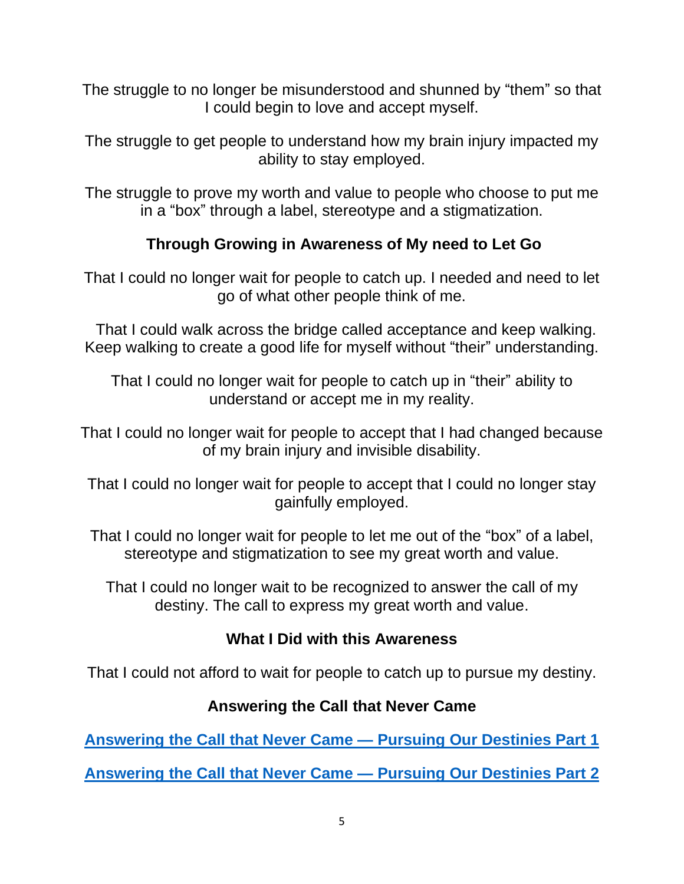The struggle to no longer be misunderstood and shunned by "them" so that I could begin to love and accept myself.

The struggle to get people to understand how my brain injury impacted my ability to stay employed.

The struggle to prove my worth and value to people who choose to put me in a "box" through a label, stereotype and a stigmatization.

**Through Growing in Awareness of My need to Let Go**

That I could no longer wait for people to catch up. I needed and need to let go of what other people think of me.

That I could walk across the bridge called acceptance and keep walking. Keep walking to create a good life for myself without "their" understanding.

That I could no longer wait for people to catch up in "their" ability to understand or accept me in my reality.

That I could no longer wait for people to accept that I had changed because of my brain injury and invisible disability.

That I could no longer wait for people to accept that I could no longer stay gainfully employed.

That I could no longer wait for people to let me out of the "box" of a label, stereotype and stigmatization to see my great worth and value.

That I could no longer wait to be recognized to answer the call of my destiny. The call to express my great worth and value.

**What I Did with this Awareness**

That I could not afford to wait for people to catch up to pursue my destiny.

**Answering the Call that Never Came**

**Answering the Call that Never Came — Pursuing Our Destinies Part 1**

**Answering the Call that Never Came — Pursuing Our Destinies Part 2**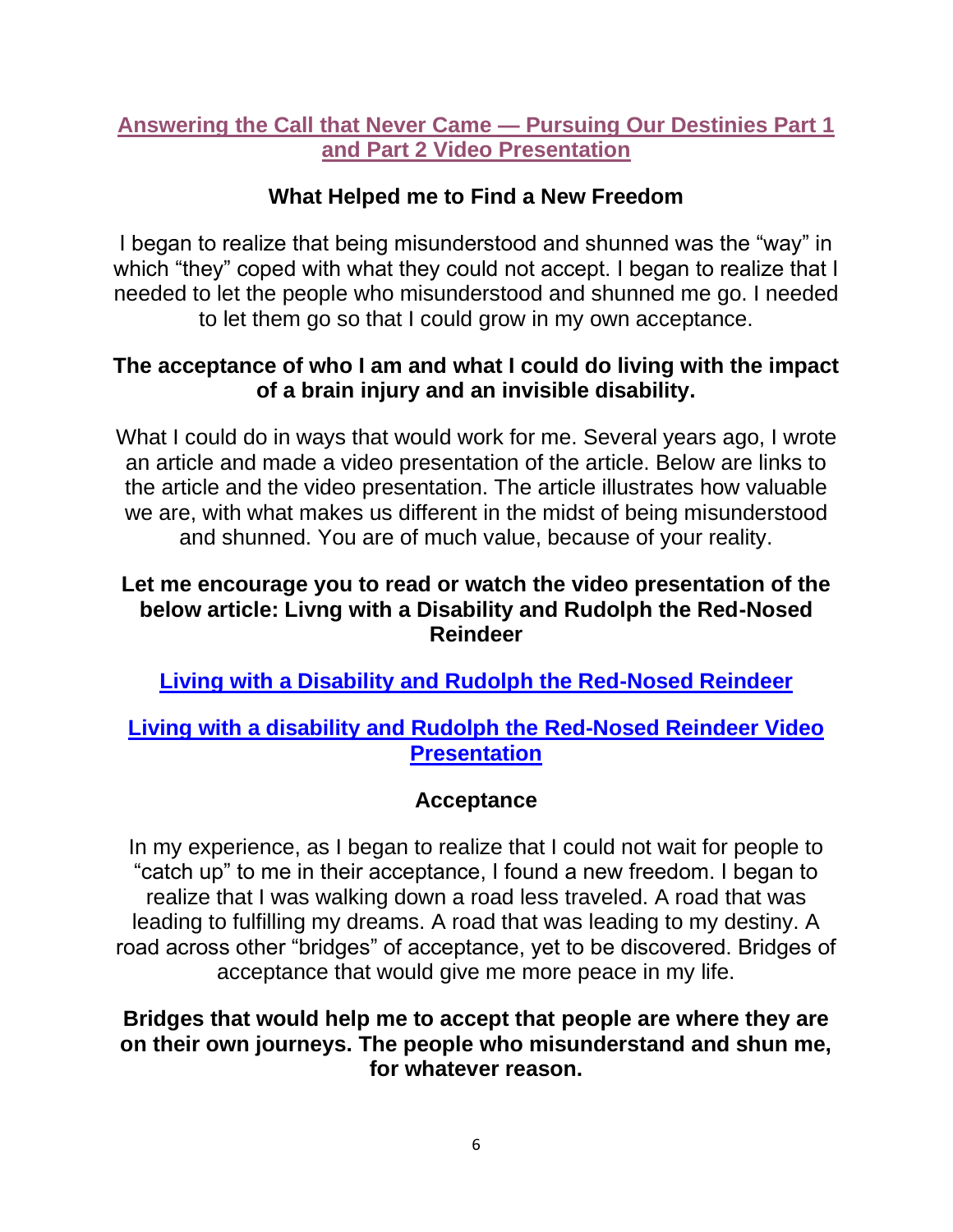[Answering the Call that Never Came — Pursuing Our Destinies Part 1 and Part 2 Video Presentation]

## What Helped me to Find a New Freedom

I began to realize that being misunderstood and shunned was the "way" in which "they" coped with what they could not accept. I began to realize that I needed to let the people who misunderstood and shunned me go. I needed to let them go so that I could grow in my own acceptance.

**The acceptance of who I am and what I could do living with the impact of a brain injury and an invisible disability.**

What I could do in ways that would work for me. Several years ago, I wrote an article and made a video presentation of the article. Below are links to the article and the video presentation. The article illustrates how valuable we are, with what makes us different in the midst of being misunderstood and shunned. You are of much value, because of your reality.

**Let me encourage you to read or watch the video presentation of the below article: Livng with a Disability and Rudolph the Red-Nosed Reindeer**

**[Living with a Disability and Rudolph the Red-Nosed Reindeer]**

**[Living with a disability and Rudolph the Red-Nosed Reindeer Video Presentation]**

## Acceptance

In my experience, as I began to realize that I could not wait for people to "catch up" to me in their acceptance, I found a new freedom. I began to realize that I was walking down a road less traveled. A road that was leading to fulfilling my dreams. A road that was leading to my destiny. A road across other "bridges" of acceptance, yet to be discovered. Bridges of acceptance that would give me more peace in my life.

**Bridges that would help me to accept that people are where they are on their own journeys. The people who misunderstand and shun me, for whatever reason.**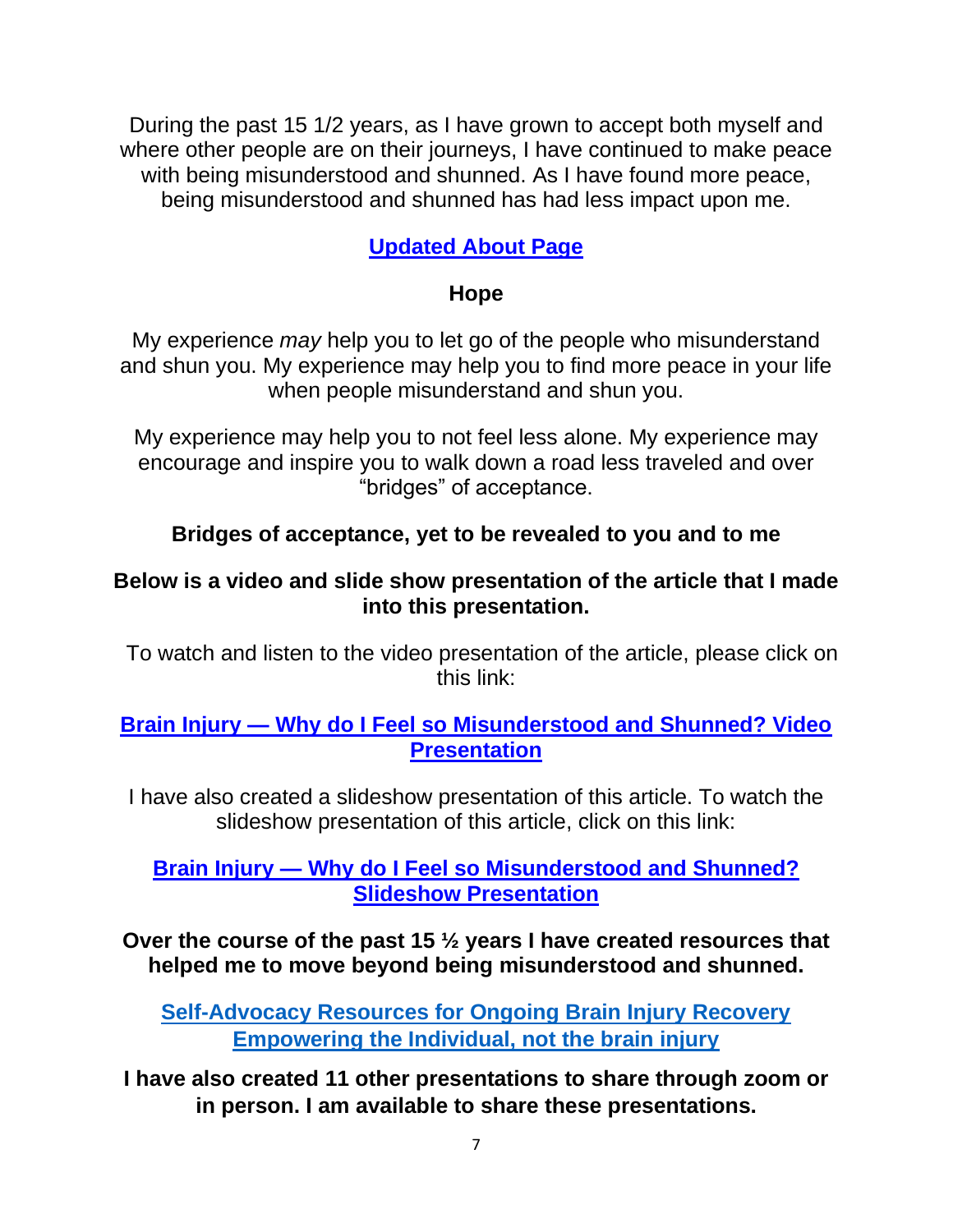During the past 15 1/2 years, as I have grown to accept both myself and where other people are on their journeys, I have continued to make peace with being misunderstood and shunned. As I have found more peace, being misunderstood and shunned has had less impact upon me.

**Updated About Page**

**Hope**

My experience *may* help you to let go of the people who misunderstand and shun you. My experience may help you to find more peace in your life when people misunderstand and shun you.

My experience may help you to not feel less alone. My experience may encourage and inspire you to walk down a road less traveled and over "bridges" of acceptance.

**Bridges of acceptance, yet to be revealed to you and to me**

**Below is a video and slide show presentation of the article that I made into this presentation.**

To watch and listen to the video presentation of the article, please click on this link:

**Brain Injury — Why do I Feel so Misunderstood and Shunned? Video Presentation**

I have also created a slideshow presentation of this article. To watch the slideshow presentation of this article, click on this link:

**Brain Injury — Why do I Feel so Misunderstood and Shunned? Slideshow Presentation**

**Over the course of the past 15 ½ years I have created resources that helped me to move beyond being misunderstood and shunned.**

**Self-Advocacy Resources for Ongoing Brain Injury Recovery Empowering the Individual, not the brain injury**

**I have also created 11 other presentations to share through zoom or in person. I am available to share these presentations.**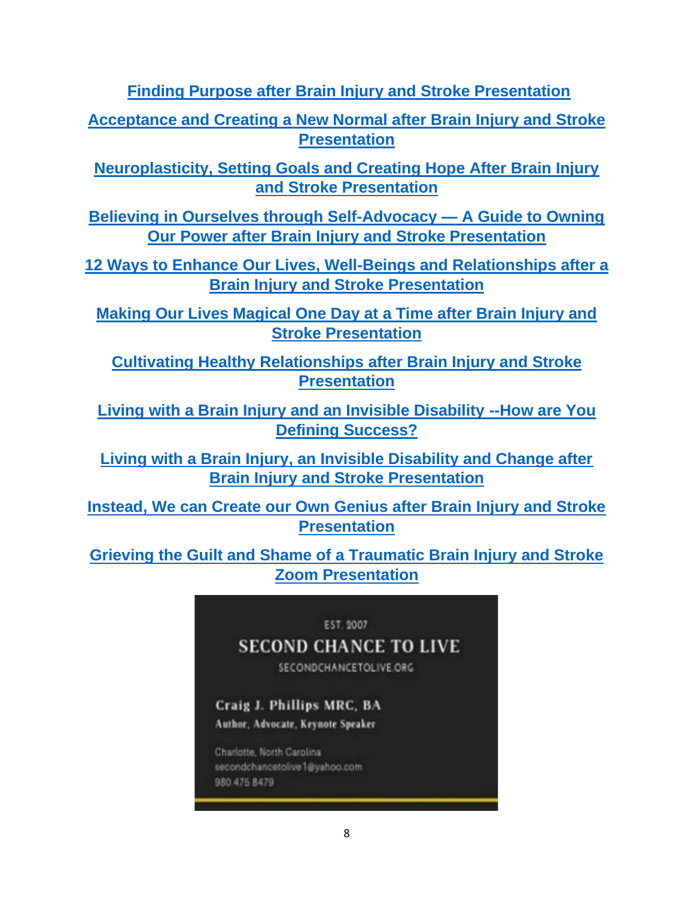**Finding Purpose after Brain Injury and Stroke Presentation**

**Acceptance and Creating a New Normal after Brain Injury and Stroke Presentation**

**Neuroplasticity, Setting Goals and Creating Hope After Brain Injury and Stroke Presentation**

**Believing in Ourselves through Self-Advocacy — A Guide to Owning Our Power after Brain Injury and Stroke Presentation**

**12 Ways to Enhance Our Lives, Well-Beings and Relationships after a Brain Injury and Stroke Presentation**

**Making Our Lives Magical One Day at a Time after Brain Injury and Stroke Presentation**

**Cultivating Healthy Relationships after Brain Injury and Stroke Presentation**

**Living with a Brain Injury and an Invisible Disability --How are You Defining Success?**

**Living with a Brain Injury, an Invisible Disability and Change after Brain Injury and Stroke Presentation**

**Instead, We can Create our Own Genius after Brain Injury and Stroke Presentation**

**Grieving the Guilt and Shame of a Traumatic Brain Injury and Stroke Zoom Presentation**

EST. 2007

SECOND CHANCE TO LIVE

SECONDCHANCETOLIVE.ORG

Craig J. Phillips MRC, BA

Author, Advocate, Keynote Speaker

Charlotte, North Carolina

secondchancetolive1@yahoo.com

980 475 8479